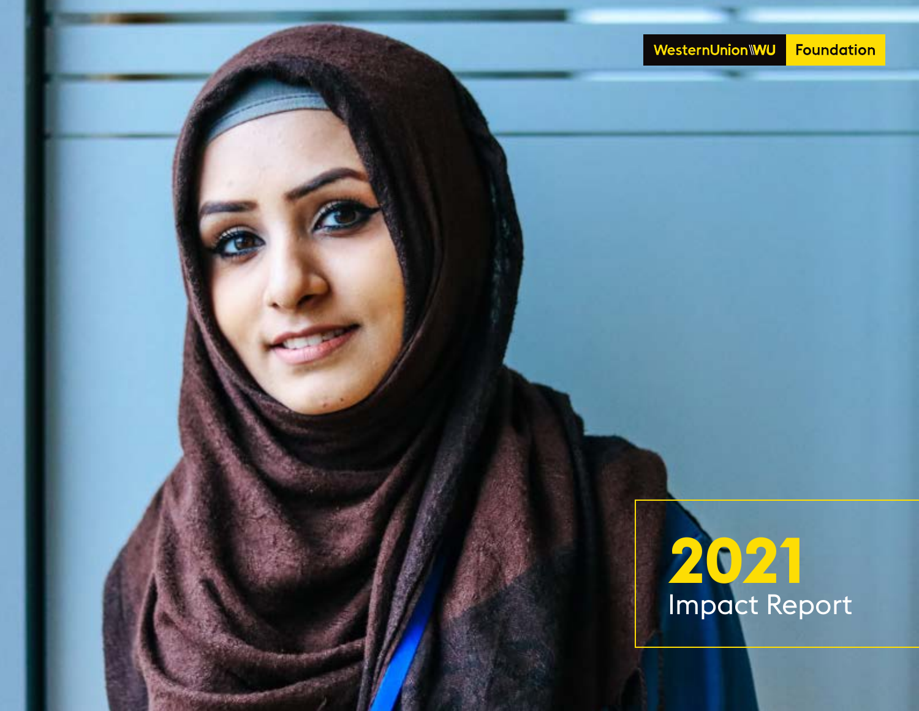WesternUnion WU Foundation

# 2021
## Impact Report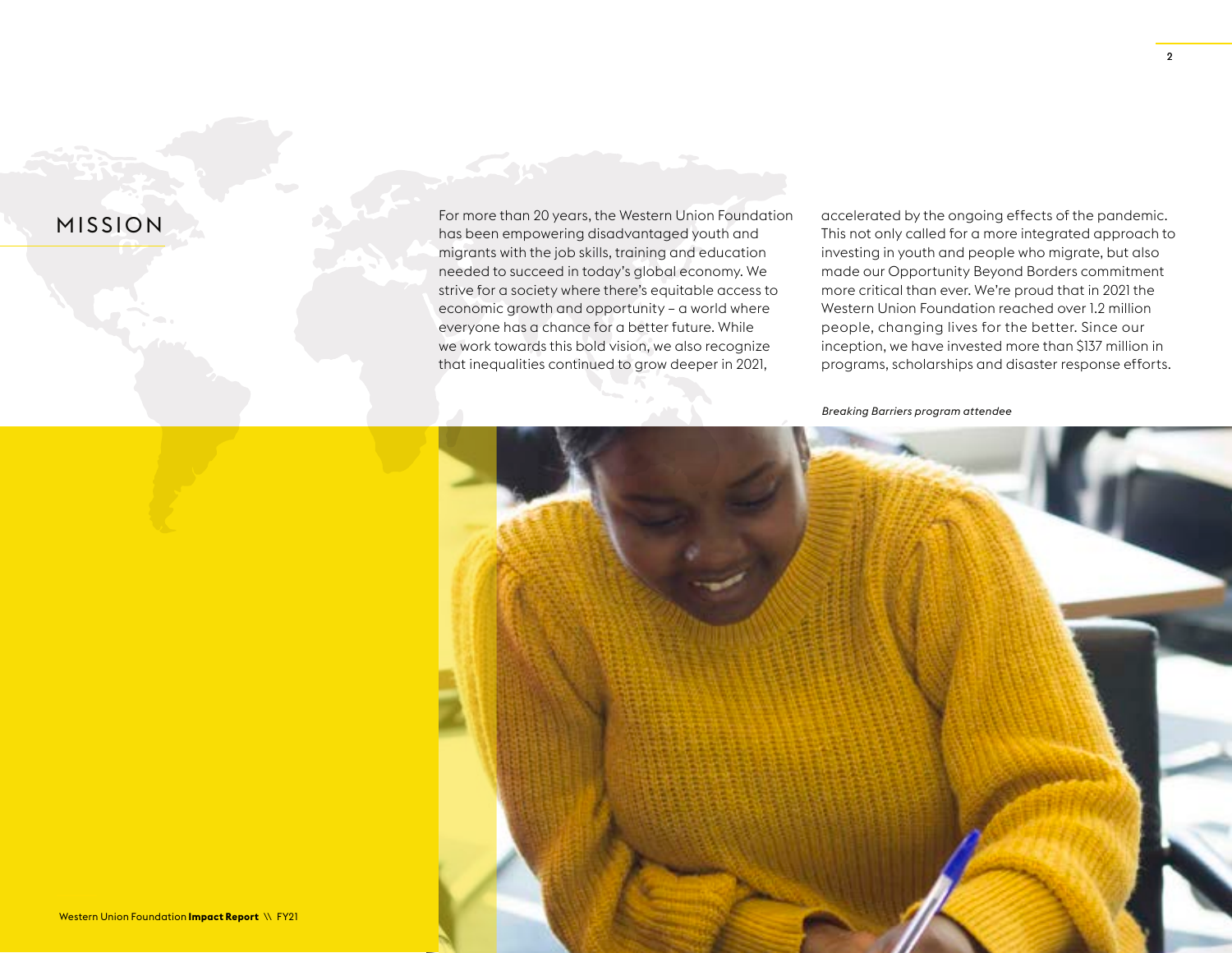# MISSION

For more than 20 years, the Western Union Foundation has been empowering disadvantaged youth and migrants with the job skills, training and education needed to succeed in today's global economy. We strive for a society where there's equitable access to economic growth and opportunity – a world where everyone has a chance for a better future. While we work towards this bold vision, we also recognize that inequalities continued to grow deeper in 2021, accelerated by the ongoing effects of the pandemic. This not only called for a more integrated approach to investing in youth and people who migrate, but also made our Opportunity Beyond Borders commitment more critical than ever. We're proud that in 2021 the Western Union Foundation reached over 1.2 million people, changing lives for the better. Since our inception, we have invested more than $137 million in programs, scholarships and disaster response efforts.

*Breaking Barriers program attendee*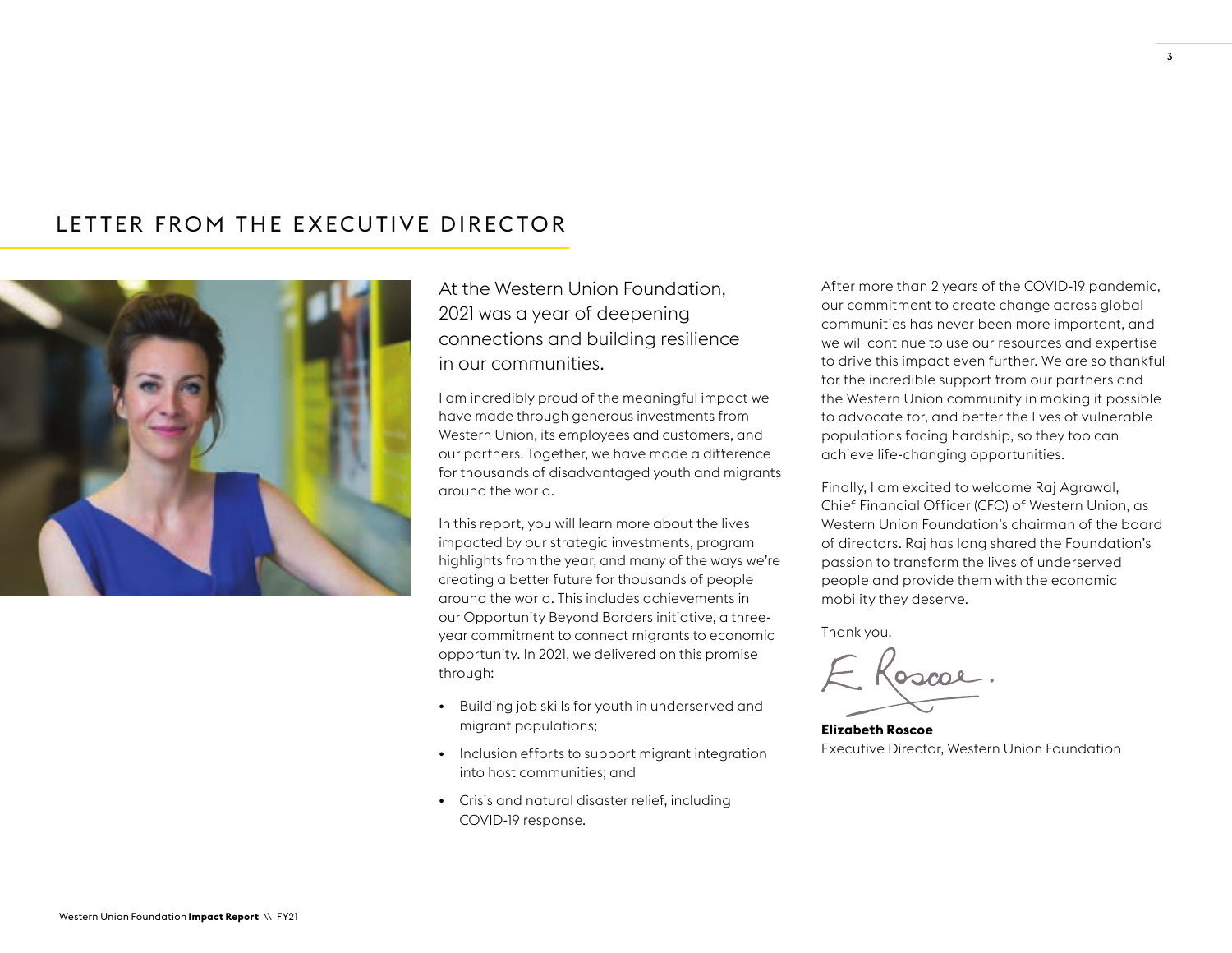## LETTER FROM THE EXECUTIVE DIRECTOR

At the Western Union Foundation, 2021 was a year of deepening connections and building resilience in our communities.

I am incredibly proud of the meaningful impact we have made through generous investments from Western Union, its employees and customers, and our partners. Together, we have made a difference for thousands of disadvantaged youth and migrants around the world.

In this report, you will learn more about the lives impacted by our strategic investments, program highlights from the year, and many of the ways we're creating a better future for thousands of people around the world. This includes achievements in our Opportunity Beyond Borders initiative, a three-year commitment to connect migrants to economic opportunity. In 2021, we delivered on this promise through:

- Building job skills for youth in underserved and migrant populations;
- Inclusion efforts to support migrant integration into host communities; and
- Crisis and natural disaster relief, including COVID-19 response.

After more than 2 years of the COVID-19 pandemic, our commitment to create change across global communities has never been more important, and we will continue to use our resources and expertise to drive this impact even further. We are so thankful for the incredible support from our partners and the Western Union community in making it possible to advocate for, and better the lives of vulnerable populations facing hardship, so they too can achieve life-changing opportunities.

Finally, I am excited to welcome Raj Agrawal, Chief Financial Officer (CFO) of Western Union, as Western Union Foundation's chairman of the board of directors. Raj has long shared the Foundation's passion to transform the lives of underserved people and provide them with the economic mobility they deserve.

Thank you,

E. Roscoe.

**Elizabeth Roscoe**
Executive Director, Western Union Foundation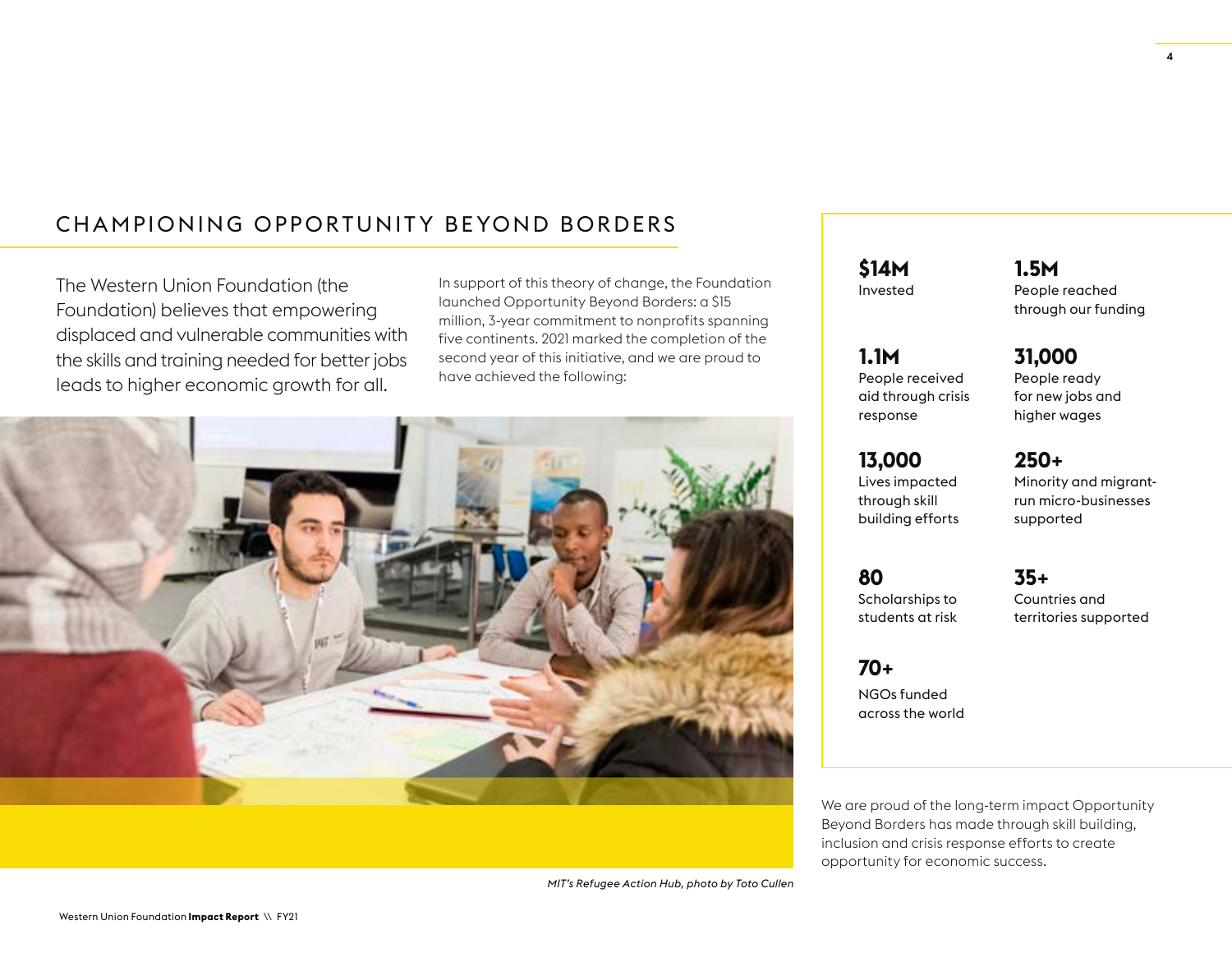## CHAMPIONING OPPORTUNITY BEYOND BORDERS

The Western Union Foundation (the Foundation) believes that empowering displaced and vulnerable communities with the skills and training needed for better jobs leads to higher economic growth for all.

In support of this theory of change, the Foundation launched Opportunity Beyond Borders: a $15 million, 3-year commitment to nonprofits spanning five continents. 2021 marked the completion of the second year of this initiative, and we are proud to have achieved the following:

*MIT's Refugee Action Hub, photo by Toto Cullen*

**$14M**
Invested

**1.5M**
People reached through our funding

**1.1M**
People received aid through crisis response

**31,000**
People ready for new jobs and higher wages

**13,000**
Lives impacted through skill building efforts

**250+**
Minority and migrant-run micro-businesses supported

**80**
Scholarships to students at risk

**35+**
Countries and territories supported

**70+**
NGOs funded across the world

We are proud of the long-term impact Opportunity Beyond Borders has made through skill building, inclusion and crisis response efforts to create opportunity for economic success.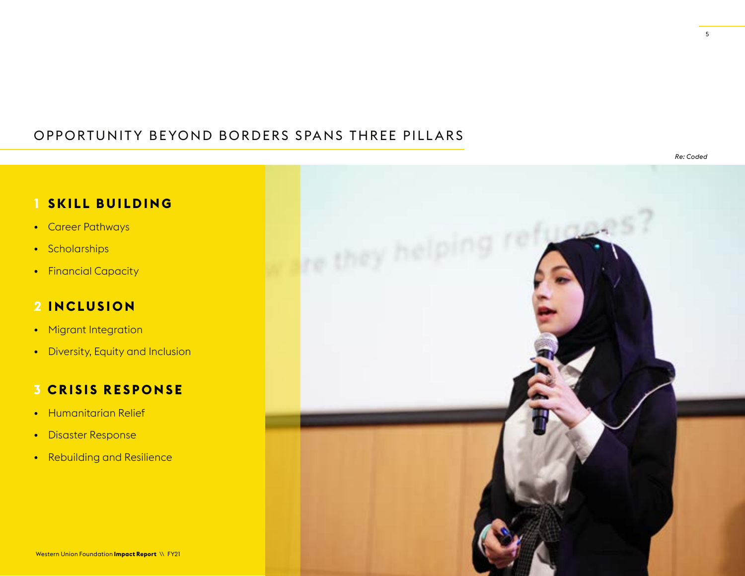# OPPORTUNITY BEYOND BORDERS SPANS THREE PILLARS

*Re: Coded*

## 1 SKILL BUILDING

- Career Pathways
- Scholarships
- Financial Capacity

## 2 INCLUSION

- Migrant Integration
- Diversity, Equity and Inclusion

## 3 CRISIS RESPONSE

- Humanitarian Relief
- Disaster Response
- Rebuilding and Resilience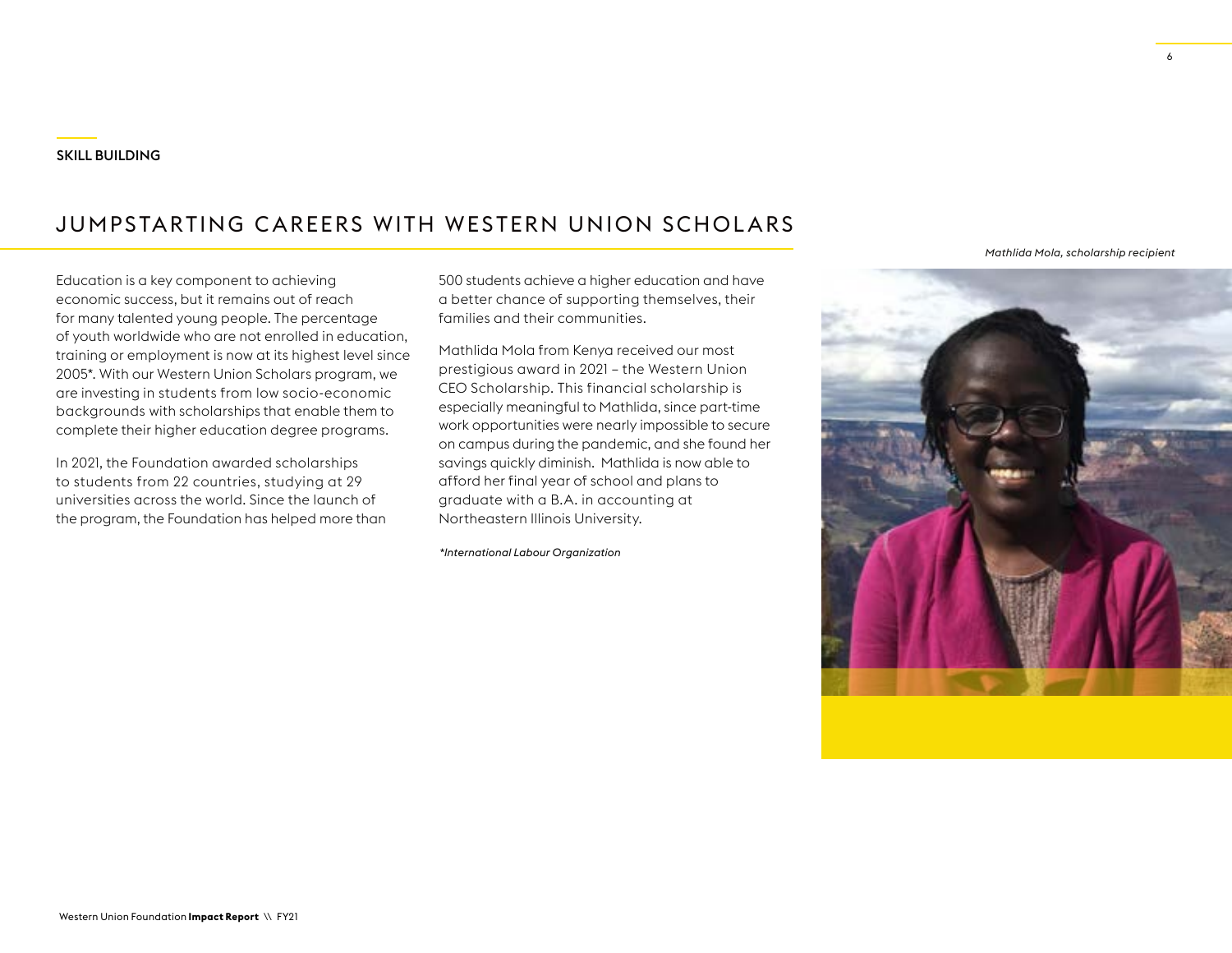**SKILL BUILDING**

# JUMPSTARTING CAREERS WITH WESTERN UNION SCHOLARS

Education is a key component to achieving economic success, but it remains out of reach for many talented young people. The percentage of youth worldwide who are not enrolled in education, training or employment is now at its highest level since 2005*. With our Western Union Scholars program, we are investing in students from low socio-economic backgrounds with scholarships that enable them to complete their higher education degree programs.

In 2021, the Foundation awarded scholarships to students from 22 countries, studying at 29 universities across the world. Since the launch of the program, the Foundation has helped more than 500 students achieve a higher education and have a better chance of supporting themselves, their families and their communities.

Mathlida Mola from Kenya received our most prestigious award in 2021 – the Western Union CEO Scholarship. This financial scholarship is especially meaningful to Mathlida, since part-time work opportunities were nearly impossible to secure on campus during the pandemic, and she found her savings quickly diminish. Mathlida is now able to afford her final year of school and plans to graduate with a B.A. in accounting at Northeastern Illinois University.

*\*International Labour Organization*

*Mathlida Mola, scholarship recipient*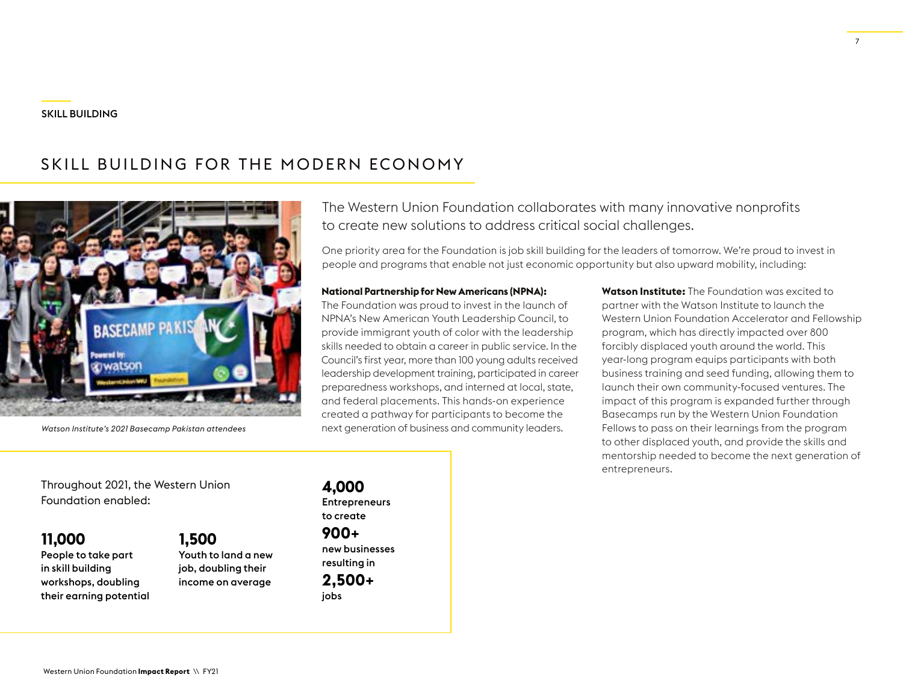SKILL BUILDING

# SKILL BUILDING FOR THE MODERN ECONOMY

*Watson Institute's 2021 Basecamp Pakistan attendees*

The Western Union Foundation collaborates with many innovative nonprofits to create new solutions to address critical social challenges.

One priority area for the Foundation is job skill building for the leaders of tomorrow. We're proud to invest in people and programs that enable not just economic opportunity but also upward mobility, including:

**National Partnership for New Americans (NPNA):** The Foundation was proud to invest in the launch of NPNA's New American Youth Leadership Council, to provide immigrant youth of color with the leadership skills needed to obtain a career in public service. In the Council's first year, more than 100 young adults received leadership development training, participated in career preparedness workshops, and interned at local, state, and federal placements. This hands-on experience created a pathway for participants to become the next generation of business and community leaders.

**Watson Institute:** The Foundation was excited to partner with the Watson Institute to launch the Western Union Foundation Accelerator and Fellowship program, which has directly impacted over 800 forcibly displaced youth around the world. This year-long program equips participants with both business training and seed funding, allowing them to launch their own community-focused ventures. The impact of this program is expanded further through Basecamps run by the Western Union Foundation Fellows to pass on their learnings from the program to other displaced youth, and provide the skills and mentorship needed to become the next generation of entrepreneurs.

Throughout 2021, the Western Union Foundation enabled:

**11,000**
**People to take part in skill building workshops, doubling their earning potential**

**1,500**
**Youth to land a new job, doubling their income on average**

**4,000**
**Entrepreneurs to create**
**900+**
**new businesses resulting in**
**2,500+**
**jobs**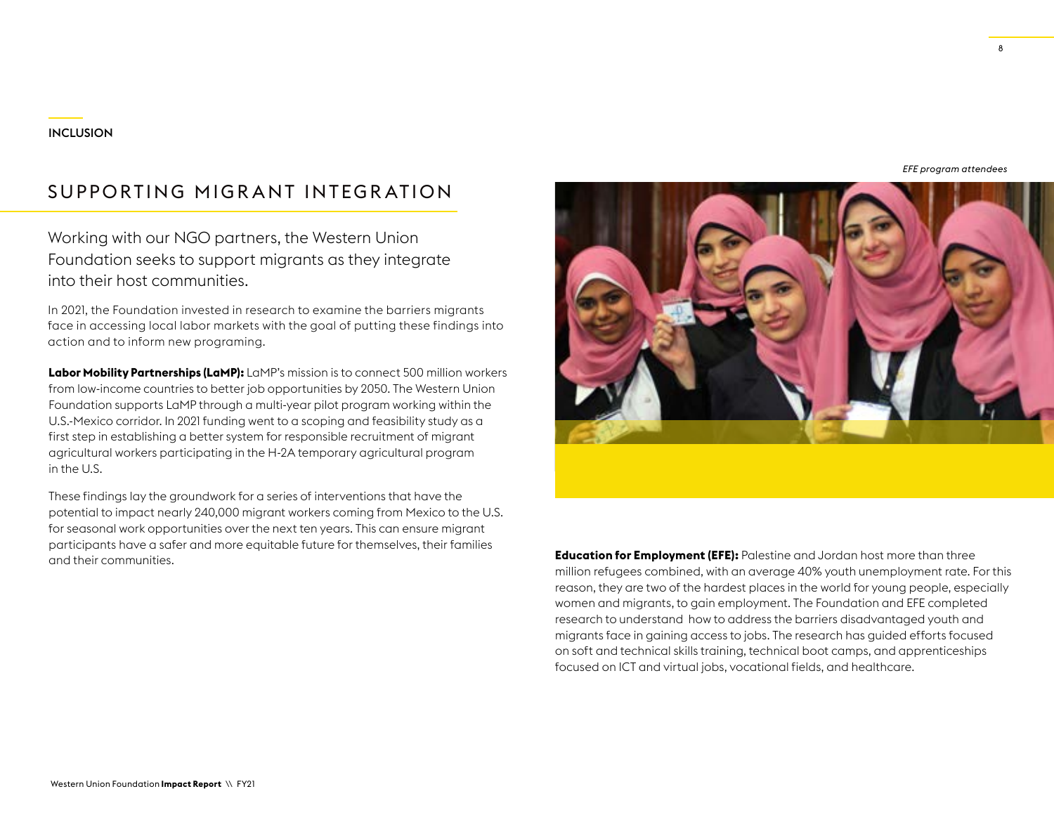INCLUSION

# SUPPORTING MIGRANT INTEGRATION

Working with our NGO partners, the Western Union Foundation seeks to support migrants as they integrate into their host communities.

In 2021, the Foundation invested in research to examine the barriers migrants face in accessing local labor markets with the goal of putting these findings into action and to inform new programing.

**Labor Mobility Partnerships (LaMP):** LaMP's mission is to connect 500 million workers from low-income countries to better job opportunities by 2050. The Western Union Foundation supports LaMP through a multi-year pilot program working within the U.S.-Mexico corridor. In 2021 funding went to a scoping and feasibility study as a first step in establishing a better system for responsible recruitment of migrant agricultural workers participating in the H-2A temporary agricultural program in the U.S.

These findings lay the groundwork for a series of interventions that have the potential to impact nearly 240,000 migrant workers coming from Mexico to the U.S. for seasonal work opportunities over the next ten years. This can ensure migrant participants have a safer and more equitable future for themselves, their families and their communities.

*EFE program attendees*

**Education for Employment (EFE):** Palestine and Jordan host more than three million refugees combined, with an average 40% youth unemployment rate. For this reason, they are two of the hardest places in the world for young people, especially women and migrants, to gain employment. The Foundation and EFE completed research to understand how to address the barriers disadvantaged youth and migrants face in gaining access to jobs. The research has guided efforts focused on soft and technical skills training, technical boot camps, and apprenticeships focused on ICT and virtual jobs, vocational fields, and healthcare.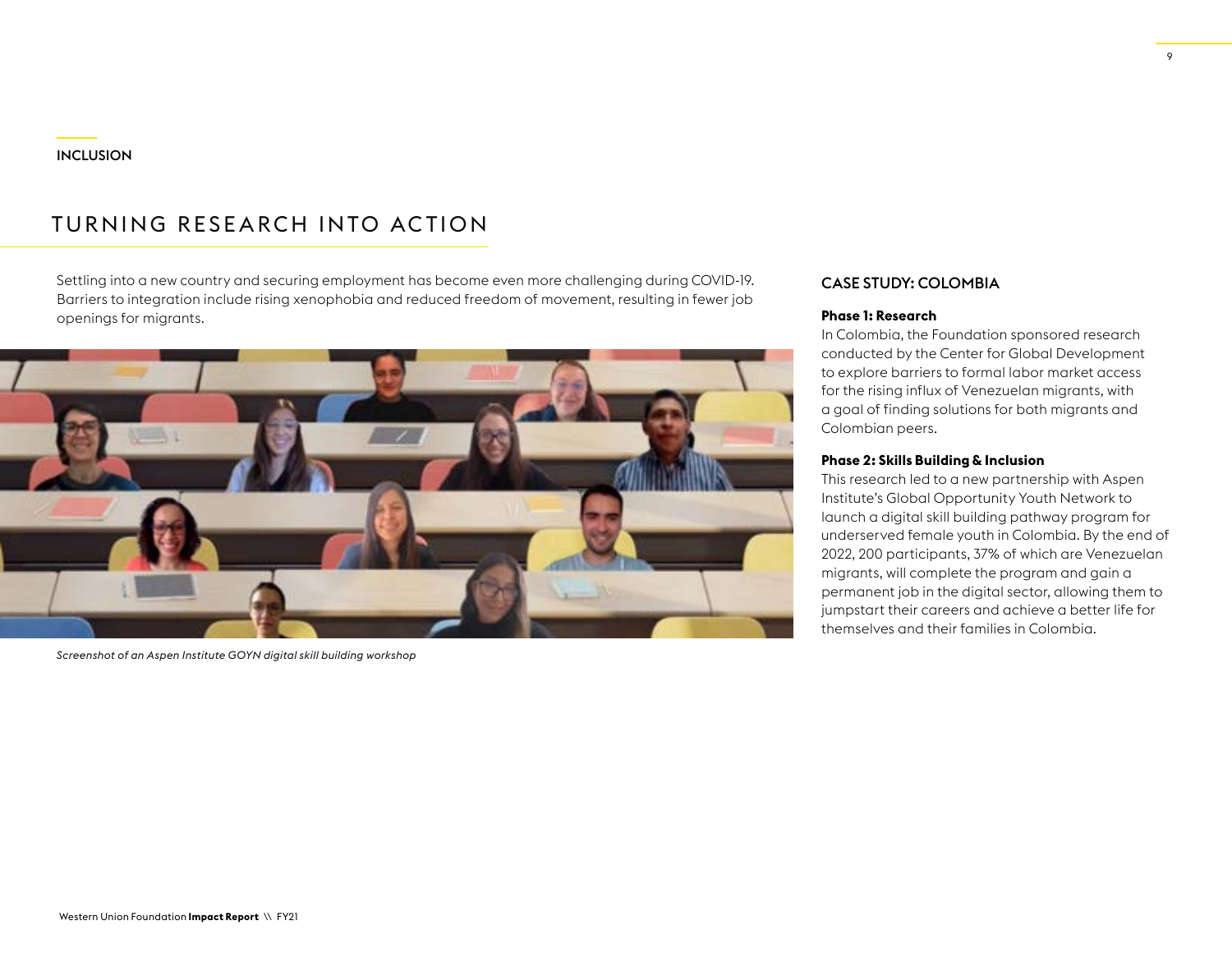INCLUSION

# TURNING RESEARCH INTO ACTION

Settling into a new country and securing employment has become even more challenging during COVID-19. Barriers to integration include rising xenophobia and reduced freedom of movement, resulting in fewer job openings for migrants.

*Screenshot of an Aspen Institute GOYN digital skill building workshop*

## CASE STUDY: COLOMBIA

**Phase 1: Research**

In Colombia, the Foundation sponsored research conducted by the Center for Global Development to explore barriers to formal labor market access for the rising influx of Venezuelan migrants, with a goal of finding solutions for both migrants and Colombian peers.

**Phase 2: Skills Building & Inclusion**

This research led to a new partnership with Aspen Institute's Global Opportunity Youth Network to launch a digital skill building pathway program for underserved female youth in Colombia. By the end of 2022, 200 participants, 37% of which are Venezuelan migrants, will complete the program and gain a permanent job in the digital sector, allowing them to jumpstart their careers and achieve a better life for themselves and their families in Colombia.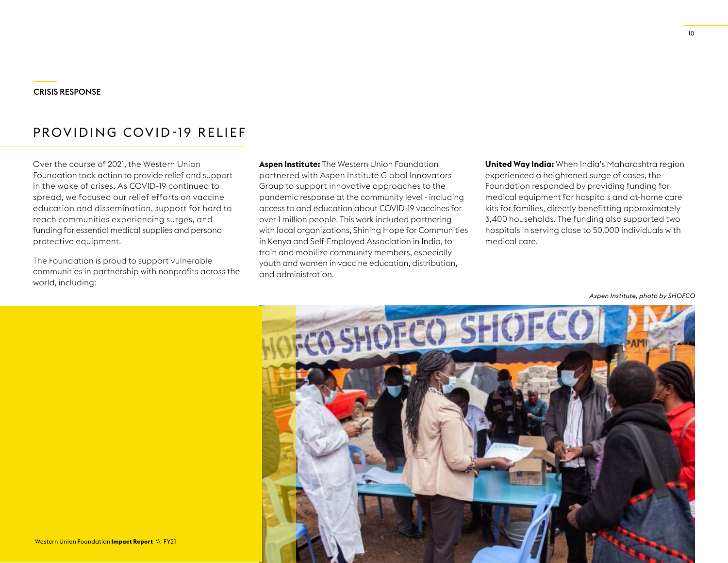CRISIS RESPONSE

# PROVIDING COVID-19 RELIEF

Over the course of 2021, the Western Union Foundation took action to provide relief and support in the wake of crises. As COVID-19 continued to spread, we focused our relief efforts on vaccine education and dissemination, support for hard to reach communities experiencing surges, and funding for essential medical supplies and personal protective equipment.

The Foundation is proud to support vulnerable communities in partnership with nonprofits across the world, including:

**Aspen Institute:** The Western Union Foundation partnered with Aspen Institute Global Innovators Group to support innovative approaches to the pandemic response at the community level - including access to and education about COVID-19 vaccines for over 1 million people. This work included partnering with local organizations, Shining Hope for Communities in Kenya and Self-Employed Association in India, to train and mobilize community members, especially youth and women in vaccine education, distribution, and administration.

**United Way India:** When India's Maharashtra region experienced a heightened surge of cases, the Foundation responded by providing funding for medical equipment for hospitals and at-home care kits for families, directly benefitting approximately 3,400 households. The funding also supported two hospitals in serving close to 50,000 individuals with medical care.

*Aspen Institute, photo by SHOFCO*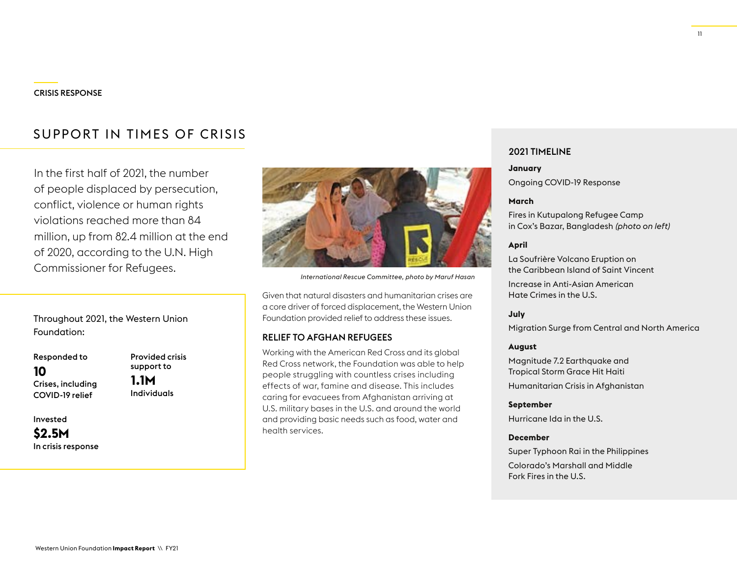CRISIS RESPONSE

# SUPPORT IN TIMES OF CRISIS

In the first half of 2021, the number of people displaced by persecution, conflict, violence or human rights violations reached more than 84 million, up from 82.4 million at the end of 2020, according to the U.N. High Commissioner for Refugees.

Throughout 2021, the Western Union Foundation:

Responded to
**10**
Crises, including COVID-19 relief

Provided crisis support to
**1.1M**
Individuals

Invested
**$2.5M**
In crisis response

*International Rescue Committee, photo by Maruf Hasan*

Given that natural disasters and humanitarian crises are a core driver of forced displacement, the Western Union Foundation provided relief to address these issues.

## RELIEF TO AFGHAN REFUGEES

Working with the American Red Cross and its global Red Cross network, the Foundation was able to help people struggling with countless crises including effects of war, famine and disease. This includes caring for evacuees from Afghanistan arriving at U.S. military bases in the U.S. and around the world and providing basic needs such as food, water and health services.

## 2021 TIMELINE

**January**

Ongoing COVID-19 Response

**March**

Fires in Kutupalong Refugee Camp in Cox's Bazar, Bangladesh *(photo on left)*

**April**

La Soufrière Volcano Eruption on the Caribbean Island of Saint Vincent

Increase in Anti-Asian American Hate Crimes in the U.S.

**July**

Migration Surge from Central and North America

**August**

Magnitude 7.2 Earthquake and Tropical Storm Grace Hit Haiti

Humanitarian Crisis in Afghanistan

**September**

Hurricane Ida in the U.S.

**December**

Super Typhoon Rai in the Philippines

Colorado's Marshall and Middle Fork Fires in the U.S.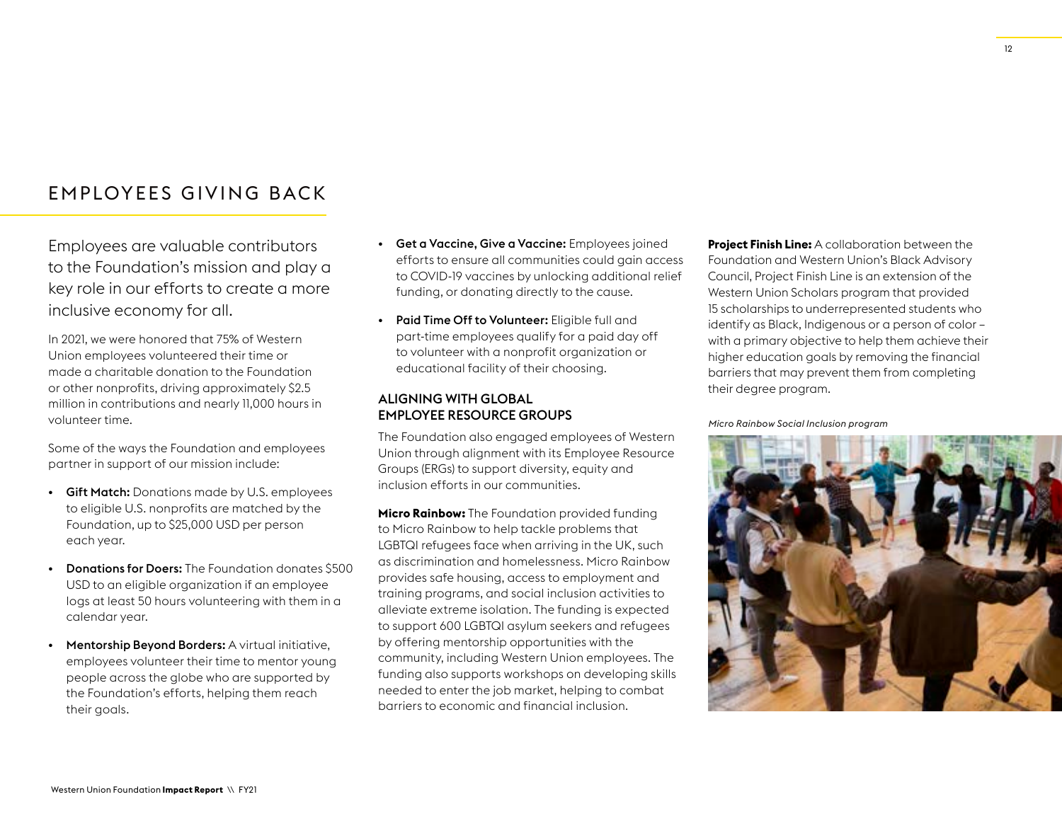# EMPLOYEES GIVING BACK

Employees are valuable contributors to the Foundation's mission and play a key role in our efforts to create a more inclusive economy for all.

In 2021, we were honored that 75% of Western Union employees volunteered their time or made a charitable donation to the Foundation or other nonprofits, driving approximately $2.5 million in contributions and nearly 11,000 hours in volunteer time.

Some of the ways the Foundation and employees partner in support of our mission include:

- **Gift Match:** Donations made by U.S. employees to eligible U.S. nonprofits are matched by the Foundation, up to $25,000 USD per person each year.
- **Donations for Doers:** The Foundation donates $500 USD to an eligible organization if an employee logs at least 50 hours volunteering with them in a calendar year.
- **Mentorship Beyond Borders:** A virtual initiative, employees volunteer their time to mentor young people across the globe who are supported by the Foundation's efforts, helping them reach their goals.
- **Get a Vaccine, Give a Vaccine:** Employees joined efforts to ensure all communities could gain access to COVID-19 vaccines by unlocking additional relief funding, or donating directly to the cause.
- **Paid Time Off to Volunteer:** Eligible full and part-time employees qualify for a paid day off to volunteer with a nonprofit organization or educational facility of their choosing.

## ALIGNING WITH GLOBAL EMPLOYEE RESOURCE GROUPS

The Foundation also engaged employees of Western Union through alignment with its Employee Resource Groups (ERGs) to support diversity, equity and inclusion efforts in our communities.

**Micro Rainbow:** The Foundation provided funding to Micro Rainbow to help tackle problems that LGBTQI refugees face when arriving in the UK, such as discrimination and homelessness. Micro Rainbow provides safe housing, access to employment and training programs, and social inclusion activities to alleviate extreme isolation. The funding is expected to support 600 LGBTQI asylum seekers and refugees by offering mentorship opportunities with the community, including Western Union employees. The funding also supports workshops on developing skills needed to enter the job market, helping to combat barriers to economic and financial inclusion.

**Project Finish Line:** A collaboration between the Foundation and Western Union's Black Advisory Council, Project Finish Line is an extension of the Western Union Scholars program that provided 15 scholarships to underrepresented students who identify as Black, Indigenous or a person of color – with a primary objective to help them achieve their higher education goals by removing the financial barriers that may prevent them from completing their degree program.

*Micro Rainbow Social Inclusion program*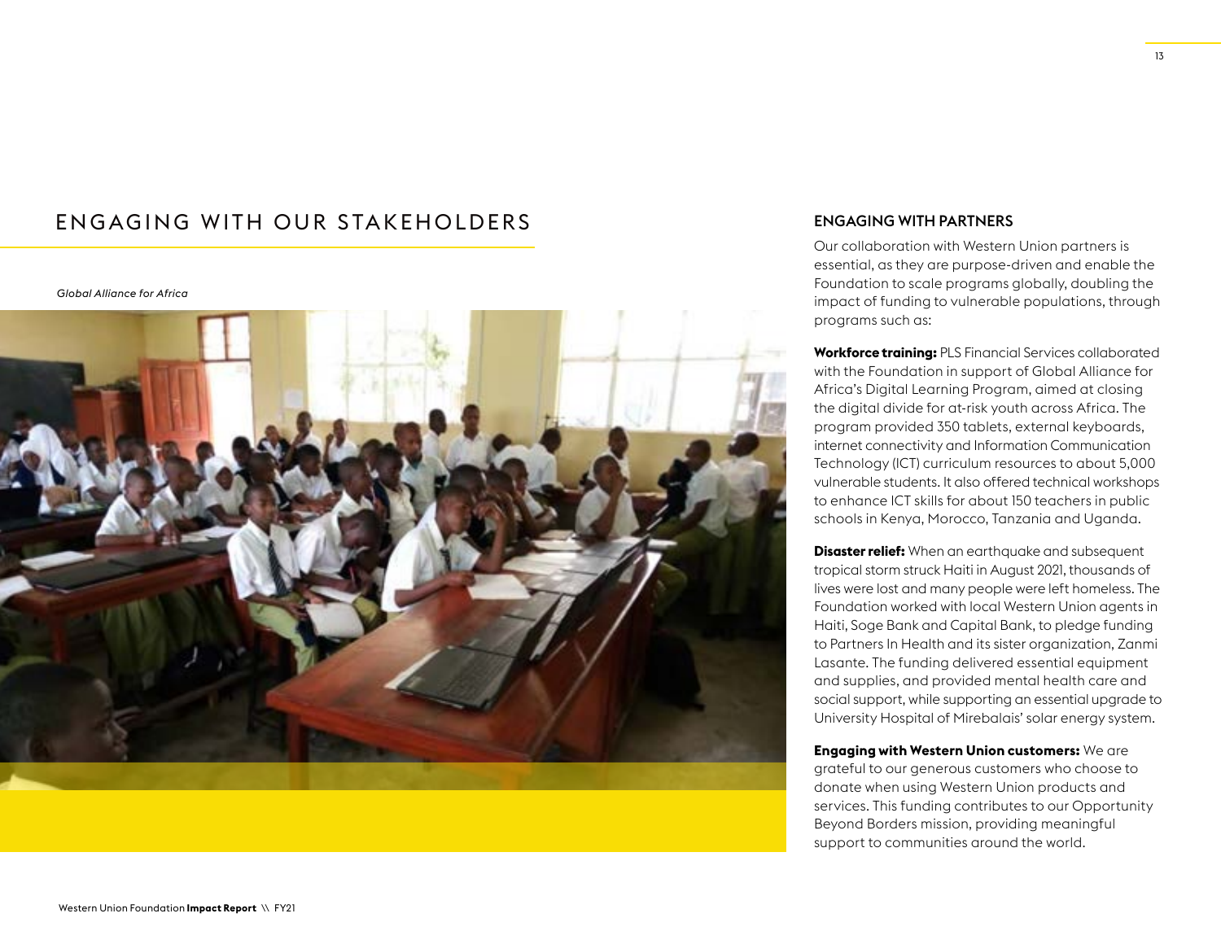# ENGAGING WITH OUR STAKEHOLDERS

*Global Alliance for Africa*

## ENGAGING WITH PARTNERS

Our collaboration with Western Union partners is essential, as they are purpose-driven and enable the Foundation to scale programs globally, doubling the impact of funding to vulnerable populations, through programs such as:

**Workforce training:** PLS Financial Services collaborated with the Foundation in support of Global Alliance for Africa's Digital Learning Program, aimed at closing the digital divide for at-risk youth across Africa. The program provided 350 tablets, external keyboards, internet connectivity and Information Communication Technology (ICT) curriculum resources to about 5,000 vulnerable students. It also offered technical workshops to enhance ICT skills for about 150 teachers in public schools in Kenya, Morocco, Tanzania and Uganda.

**Disaster relief:** When an earthquake and subsequent tropical storm struck Haiti in August 2021, thousands of lives were lost and many people were left homeless. The Foundation worked with local Western Union agents in Haiti, Soge Bank and Capital Bank, to pledge funding to Partners In Health and its sister organization, Zanmi Lasante. The funding delivered essential equipment and supplies, and provided mental health care and social support, while supporting an essential upgrade to University Hospital of Mirebalais' solar energy system.

**Engaging with Western Union customers:** We are grateful to our generous customers who choose to donate when using Western Union products and services. This funding contributes to our Opportunity Beyond Borders mission, providing meaningful support to communities around the world.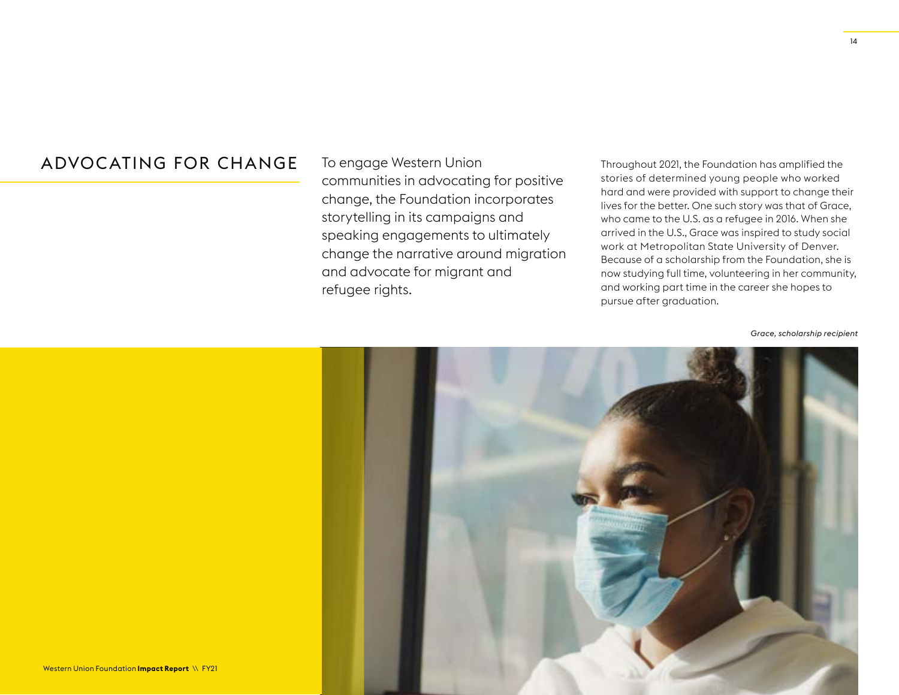# ADVOCATING FOR CHANGE

To engage Western Union communities in advocating for positive change, the Foundation incorporates storytelling in its campaigns and speaking engagements to ultimately change the narrative around migration and advocate for migrant and refugee rights.

Throughout 2021, the Foundation has amplified the stories of determined young people who worked hard and were provided with support to change their lives for the better. One such story was that of Grace, who came to the U.S. as a refugee in 2016. When she arrived in the U.S., Grace was inspired to study social work at Metropolitan State University of Denver. Because of a scholarship from the Foundation, she is now studying full time, volunteering in her community, and working part time in the career she hopes to pursue after graduation.

*Grace, scholarship recipient*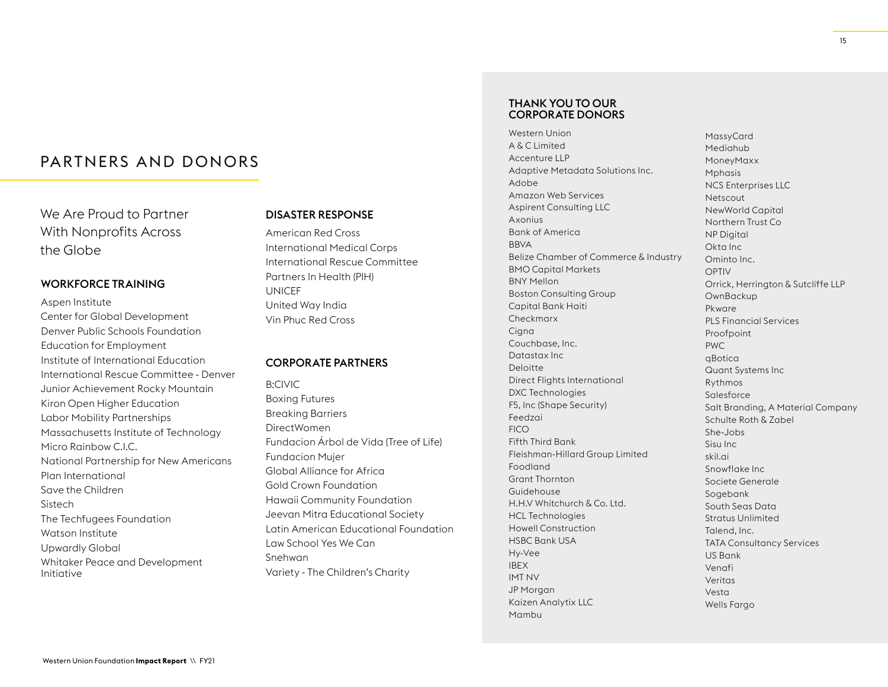# PARTNERS AND DONORS

We Are Proud to Partner With Nonprofits Across the Globe

### WORKFORCE TRAINING

Aspen Institute
Center for Global Development
Denver Public Schools Foundation
Education for Employment
Institute of International Education
International Rescue Committee - Denver
Junior Achievement Rocky Mountain
Kiron Open Higher Education
Labor Mobility Partnerships
Massachusetts Institute of Technology
Micro Rainbow C.I.C.
National Partnership for New Americans
Plan International
Save the Children
Sistech
The Techfugees Foundation
Watson Institute
Upwardly Global
Whitaker Peace and Development Initiative

### DISASTER RESPONSE

American Red Cross
International Medical Corps
International Rescue Committee
Partners In Health (PIH)
UNICEF
United Way India
Vin Phuc Red Cross

### CORPORATE PARTNERS

B:CIVIC
Boxing Futures
Breaking Barriers
DirectWomen
Fundacion Árbol de Vida (Tree of Life)
Fundacion Mujer
Global Alliance for Africa
Gold Crown Foundation
Hawaii Community Foundation
Jeevan Mitra Educational Society
Latin American Educational Foundation
Law School Yes We Can
Snehwan
Variety - The Children's Charity

### THANK YOU TO OUR CORPORATE DONORS

Western Union
A & C Limited
Accenture LLP
Adaptive Metadata Solutions Inc.
Adobe
Amazon Web Services
Aspirent Consulting LLC
Axonius
Bank of America
BBVA
Belize Chamber of Commerce & Industry
BMO Capital Markets
BNY Mellon
Boston Consulting Group
Capital Bank Haiti
Checkmarx
Cigna
Couchbase, Inc.
Datastax Inc
Deloitte
Direct Flights International
DXC Technologies
F5, Inc (Shape Security)
Feedzai
FICO
Fifth Third Bank
Fleishman-Hillard Group Limited
Foodland
Grant Thornton
Guidehouse
H.H.V Whitchurch & Co. Ltd.
HCL Technologies
Howell Construction
HSBC Bank USA
Hy-Vee
IBEX
IMT NV
JP Morgan
Kaizen Analytix LLC
Mambu
MassyCard
Mediahub
MoneyMaxx
Mphasis
NCS Enterprises LLC
Netscout
NewWorld Capital
Northern Trust Co
NP Digital
Okta Inc
Ominto Inc.
OPTIV
Orrick, Herrington & Sutcliffe LLP
OwnBackup
Pkware
PLS Financial Services
Proofpoint
PWC
qBotica
Quant Systems Inc
Rythmos
Salesforce
Salt Branding, A Material Company
Schulte Roth & Zabel
She-Jobs
Sisu Inc
skil.ai
Snowflake Inc
Societe Generale
Sogebank
South Seas Data
Stratus Unlimited
Talend, Inc.
TATA Consultancy Services
US Bank
Venafi
Veritas
Vesta
Wells Fargo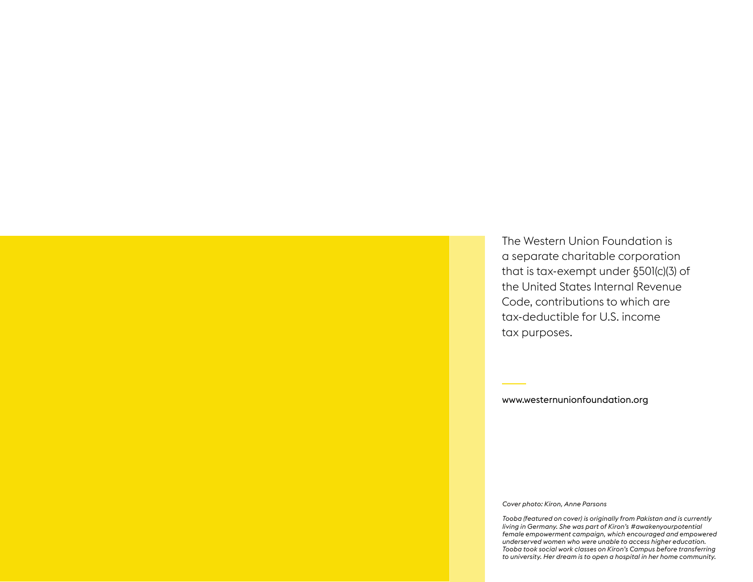The Western Union Foundation is a separate charitable corporation that is tax-exempt under §501(c)(3) of the United States Internal Revenue Code, contributions to which are tax-deductible for U.S. income tax purposes.

www.westernunionfoundation.org

*Cover photo: Kiron, Anne Parsons*

*Tooba (featured on cover) is originally from Pakistan and is currently living in Germany. She was part of Kiron's #awakenyourpotential female empowerment campaign, which encouraged and empowered underserved women who were unable to access higher education. Tooba took social work classes on Kiron's Campus before transferring to university. Her dream is to open a hospital in her home community.*